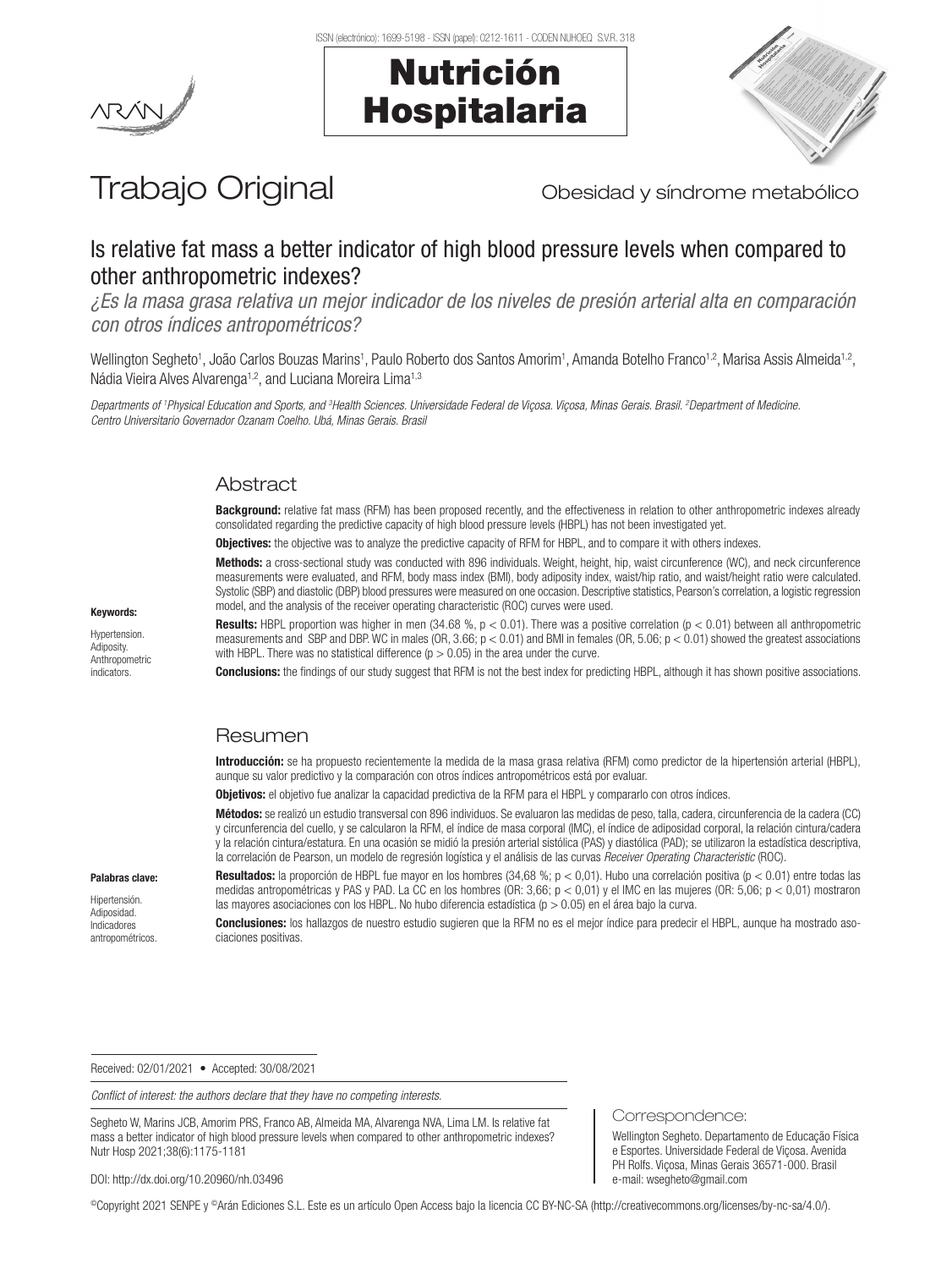# Trabajo Original

Obesidad y síndrome metabólico

## Is relative fat mass a better indicator of high blood pressure levels when compared to other anthropometric indexes?

*¿Es la masa grasa relativa un mejor indicador de los niveles de presión arterial alta en comparación con otros índices antropométricos?*

Wellington Segheto[1], João Carlos Bouzas Marins[1], Paulo Roberto dos Santos Amorim[1], Amanda Botelho Franco[1,2], Marisa Assis Almeida[1,2], Nádia Vieira Alves Alvarenga[1,2], and Luciana Moreira Lima[1,3]

*Departments of [1]Physical Education and Sports, and [3]Health Sciences. Universidade Federal de Viçosa. Viçosa, Minas Gerais. Brasil. [2]Department of Medicine. Centro Universitario Governador Ozanam Coelho. Ubá, Minas Gerais. Brasil*

### Abstract

**Background:** relative fat mass (RFM) has been proposed recently, and the effectiveness in relation to other anthropometric indexes already consolidated regarding the predictive capacity of high blood pressure levels (HBPL) has not been investigated yet.

**Objectives:** the objective was to analyze the predictive capacity of RFM for HBPL, and to compare it with others indexes.

**Methods:** a cross-sectional study was conducted with 896 individuals. Weight, height, hip, waist circumference (WC), and neck circumference measurements were evaluated, and RFM, body mass index (BMI), body adiposity index, waist/hip ratio, and waist/height ratio were calculated. Systolic (SBP) and diastolic (DBP) blood pressures were measured on one occasion. Descriptive statistics, Pearson's correlation, a logistic regression model, and the analysis of the receiver operating characteristic (ROC) curves were used.

**Results:** HBPL proportion was higher in men (34.68 %, $p < 0.01$). There was a positive correlation ($p < 0.01$) between all anthropometric measurements and SBP and DBP. WC in males (OR, 3.66; $p < 0.01$) and BMI in females (OR, 5.06; $p < 0.01$) showed the greatest associations with HBPL. There was no statistical difference ($p > 0.05$) in the area under the curve.

**Conclusions:** the findings of our study suggest that RFM is not the best index for predicting HBPL, although it has shown positive associations.

**Keywords:** Hypertension. Adiposity. Anthropometric indicators.

### Resumen

**Introducción:** se ha propuesto recientemente la medida de la masa grasa relativa (RFM) como predictor de la hipertensión arterial (HBPL), aunque su valor predictivo y la comparación con otros índices antropométricos está por evaluar.

**Objetivos:** el objetivo fue analizar la capacidad predictiva de la RFM para el HBPL y compararlo con otros índices.

**Métodos:** se realizó un estudio transversal con 896 individuos. Se evaluaron las medidas de peso, talla, cadera, circunferencia de la cadera (CC) y circunferencia del cuello, y se calcularon la RFM, el índice de masa corporal (IMC), el índice de adiposidad corporal, la relación cintura/cadera y la relación cintura/estatura. En una ocasión se midió la presión arterial sistólica (PAS) y diastólica (PAD); se utilizaron la estadística descriptiva, la correlación de Pearson, un modelo de regresión logística y el análisis de las curvas *Receiver Operating Characteristic* (ROC).

**Resultados:** la proporción de HBPL fue mayor en los hombres (34,68 %; $p < 0,01$). Hubo una correlación positiva ($p < 0.01$) entre todas las medidas antropométricas y PAS y PAD. La CC en los hombres (OR: 3,66; $p < 0,01$) y el IMC en las mujeres (OR: 5,06; $p < 0,01$) mostraron las mayores asociaciones con los HBPL. No hubo diferencia estadística ($p > 0,05$) en el área bajo la curva.

**Conclusiones:** los hallazgos de nuestro estudio sugieren que la RFM no es el mejor índice para predecir el HBPL, aunque ha mostrado asociaciones positivas.

**Palabras clave:** Hipertensión. Adiposidad. Indicadores antropométricos.

Received: 02/01/2021 • Accepted: 30/08/2021

*Conflict of interest: the authors declare that they have no competing interests.*

Segheto W, Marins JCB, Amorim PRS, Franco AB, Almeida MA, Alvarenga NVA, Lima LM. Is relative fat mass a better indicator of high blood pressure levels when compared to other anthropometric indexes? Nutr Hosp 2021;38(6):1175-1181

DOI: http://dx.doi.org/10.20960/nh.03496

**Correspondence:**

Wellington Segheto. Departamento de Educação Física e Esportes. Universidade Federal de Viçosa. Avenida PH Rolfs. Viçosa, Minas Gerais 36571-000. Brasil
e-mail: wsegheto@gmail.com

©Copyright 2021 SENPE y ©Arán Ediciones S.L. Este es un artículo Open Access bajo la licencia CC BY-NC-SA (http://creativecommons.org/licenses/by-nc-sa/4.0/).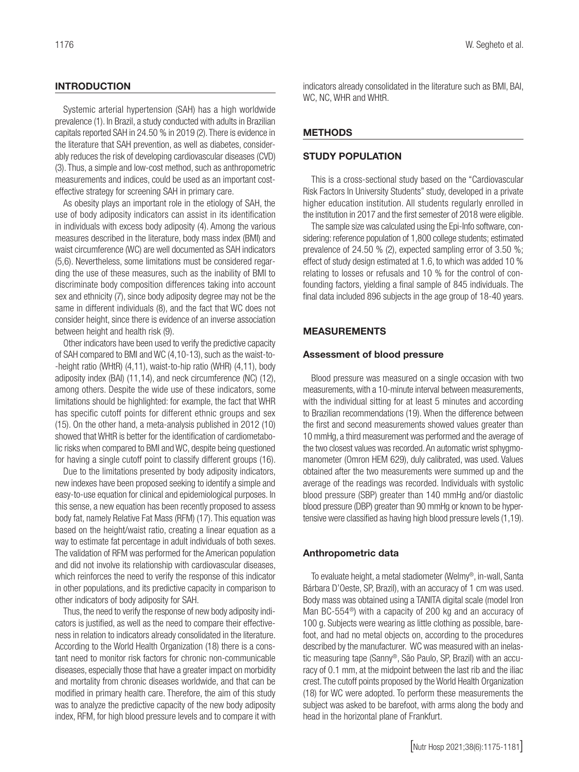## INTRODUCTION

Systemic arterial hypertension (SAH) has a high worldwide prevalence (1). In Brazil, a study conducted with adults in Brazilian capitals reported SAH in 24.50 % in 2019 (2). There is evidence in the literature that SAH prevention, as well as diabetes, considerably reduces the risk of developing cardiovascular diseases (CVD) (3). Thus, a simple and low-cost method, such as anthropometric measurements and indices, could be used as an important cost-effective strategy for screening SAH in primary care.

As obesity plays an important role in the etiology of SAH, the use of body adiposity indicators can assist in its identification in individuals with excess body adiposity (4). Among the various measures described in the literature, body mass index (BMI) and waist circumference (WC) are well documented as SAH indicators (5,6). Nevertheless, some limitations must be considered regarding the use of these measures, such as the inability of BMI to discriminate body composition differences taking into account sex and ethnicity (7), since body adiposity degree may not be the same in different individuals (8), and the fact that WC does not consider height, since there is evidence of an inverse association between height and health risk (9).

Other indicators have been used to verify the predictive capacity of SAH compared to BMI and WC (4,10-13), such as the waist-to-height ratio (WHtR) (4,11), waist-to-hip ratio (WHR) (4,11), body adiposity index (BAI) (11,14), and neck circumference (NC) (12), among others. Despite the wide use of these indicators, some limitations should be highlighted: for example, the fact that WHR has specific cutoff points for different ethnic groups and sex (15). On the other hand, a meta-analysis published in 2012 (10) showed that WHtR is better for the identification of cardiometabolic risks when compared to BMI and WC, despite being questioned for having a single cutoff point to classify different groups (16).

Due to the limitations presented by body adiposity indicators, new indexes have been proposed seeking to identify a simple and easy-to-use equation for clinical and epidemiological purposes. In this sense, a new equation has been recently proposed to assess body fat, namely Relative Fat Mass (RFM) (17). This equation was based on the height/waist ratio, creating a linear equation as a way to estimate fat percentage in adult individuals of both sexes. The validation of RFM was performed for the American population and did not involve its relationship with cardiovascular diseases, which reinforces the need to verify the response of this indicator in other populations, and its predictive capacity in comparison to other indicators of body adiposity for SAH.

Thus, the need to verify the response of new body adiposity indicators is justified, as well as the need to compare their effectiveness in relation to indicators already consolidated in the literature. According to the World Health Organization (18) there is a constant need to monitor risk factors for chronic non-communicable diseases, especially those that have a greater impact on morbidity and mortality from chronic diseases worldwide, and that can be modified in primary health care. Therefore, the aim of this study was to analyze the predictive capacity of the new body adiposity index, RFM, for high blood pressure levels and to compare it with indicators already consolidated in the literature such as BMI, BAI, WC, NC, WHR and WHtR.

## METHODS

## STUDY POPULATION

This is a cross-sectional study based on the "Cardiovascular Risk Factors In University Students" study, developed in a private higher education institution. All students regularly enrolled in the institution in 2017 and the first semester of 2018 were eligible.

The sample size was calculated using the Epi-Info software, considering: reference population of 1,800 college students; estimated prevalence of 24.50 % (2), expected sampling error of 3.50 %; effect of study design estimated at 1.6, to which was added 10 % relating to losses or refusals and 10 % for the control of confounding factors, yielding a final sample of 845 individuals. The final data included 896 subjects in the age group of 18-40 years.

## MEASUREMENTS

### Assessment of blood pressure

Blood pressure was measured on a single occasion with two measurements, with a 10-minute interval between measurements, with the individual sitting for at least 5 minutes and according to Brazilian recommendations (19). When the difference between the first and second measurements showed values greater than 10 mmHg, a third measurement was performed and the average of the two closest values was recorded. An automatic wrist sphygmomanometer (Omron HEM 629), duly calibrated, was used. Values obtained after the two measurements were summed up and the average of the readings was recorded. Individuals with systolic blood pressure (SBP) greater than 140 mmHg and/or diastolic blood pressure (DBP) greater than 90 mmHg or known to be hypertensive were classified as having high blood pressure levels (1,19).

### Anthropometric data

To evaluate height, a metal stadiometer (Welmy®, in-wall, Santa Bárbara D'Oeste, SP, Brazil), with an accuracy of 1 cm was used. Body mass was obtained using a TANITA digital scale (model Iron Man BC-554®) with a capacity of 200 kg and an accuracy of 100 g. Subjects were wearing as little clothing as possible, barefoot, and had no metal objects on, according to the procedures described by the manufacturer. WC was measured with an inelastic measuring tape (Sanny®, São Paulo, SP, Brazil) with an accuracy of 0.1 mm, at the midpoint between the last rib and the iliac crest. The cutoff points proposed by the World Health Organization (18) for WC were adopted. To perform these measurements the subject was asked to be barefoot, with arms along the body and head in the horizontal plane of Frankfurt.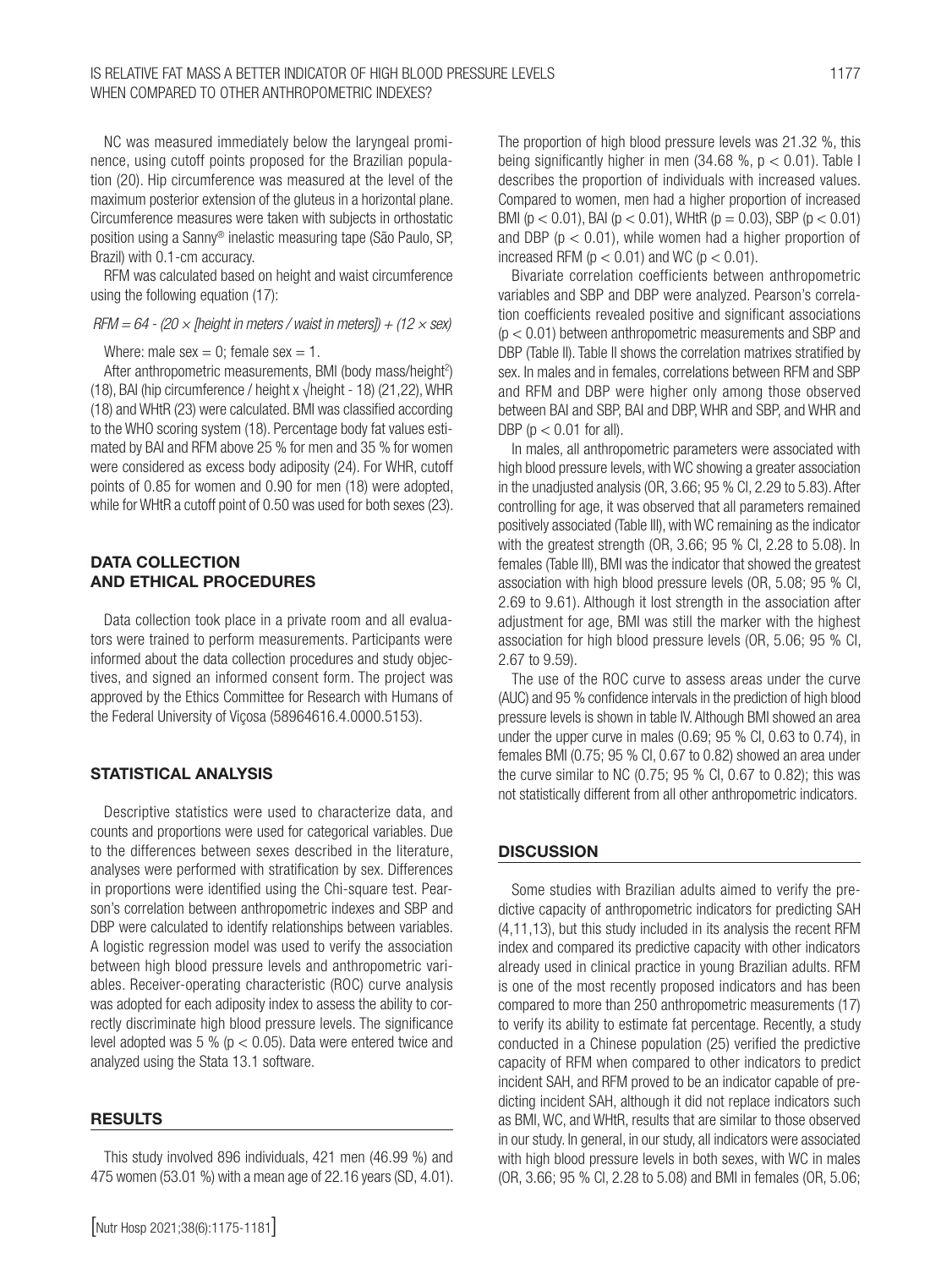NC was measured immediately below the laryngeal prominence, using cutoff points proposed for the Brazilian population (20). Hip circumference was measured at the level of the maximum posterior extension of the gluteus in a horizontal plane. Circumference measures were taken with subjects in orthostatic position using a Sanny® inelastic measuring tape (São Paulo, SP, Brazil) with 0.1-cm accuracy.

RFM was calculated based on height and waist circumference using the following equation (17):

$$RFM = 64 - (20 \times [\text{height in meters} / \text{waist in meters}]) + (12 \times \text{sex})$$

Where: male sex = 0; female sex = 1.

After anthropometric measurements, BMI (body mass/height$^2$) (18), BAI (hip circumference / height x $\sqrt{\text{height}}$ - 18) (21,22), WHR (18) and WHtR (23) were calculated. BMI was classified according to the WHO scoring system (18). Percentage body fat values estimated by BAI and RFM above 25 % for men and 35 % for women were considered as excess body adiposity (24). For WHR, cutoff points of 0.85 for women and 0.90 for men (18) were adopted, while for WHtR a cutoff point of 0.50 was used for both sexes (23).

## DATA COLLECTION AND ETHICAL PROCEDURES

Data collection took place in a private room and all evaluators were trained to perform measurements. Participants were informed about the data collection procedures and study objectives, and signed an informed consent form. The project was approved by the Ethics Committee for Research with Humans of the Federal University of Viçosa (58964616.4.0000.5153).

## STATISTICAL ANALYSIS

Descriptive statistics were used to characterize data, and counts and proportions were used for categorical variables. Due to the differences between sexes described in the literature, analyses were performed with stratification by sex. Differences in proportions were identified using the Chi-square test. Pearson's correlation between anthropometric indexes and SBP and DBP were calculated to identify relationships between variables. A logistic regression model was used to verify the association between high blood pressure levels and anthropometric variables. Receiver-operating characteristic (ROC) curve analysis was adopted for each adiposity index to assess the ability to correctly discriminate high blood pressure levels. The significance level adopted was 5 % ($p < 0.05$). Data were entered twice and analyzed using the Stata 13.1 software.

## RESULTS

This study involved 896 individuals, 421 men (46.99 %) and 475 women (53.01 %) with a mean age of 22.16 years (SD, 4.01). The proportion of high blood pressure levels was 21.32 %, this being significantly higher in men (34.68 %, $p < 0.01$). Table I describes the proportion of individuals with increased values. Compared to women, men had a higher proportion of increased BMI ($p < 0.01$), BAI ($p < 0.01$), WHtR ($p = 0.03$), SBP ($p < 0.01$) and DBP ($p < 0.01$), while women had a higher proportion of increased RFM ($p < 0.01$) and WC ($p < 0.01$).

Bivariate correlation coefficients between anthropometric variables and SBP and DBP were analyzed. Pearson's correlation coefficients revealed positive and significant associations ($p < 0.01$) between anthropometric measurements and SBP and DBP (Table II). Table II shows the correlation matrixes stratified by sex. In males and in females, correlations between RFM and SBP and RFM and DBP were higher only among those observed between BAI and SBP, BAI and DBP, WHR and SBP, and WHR and DBP ($p < 0.01$ for all).

In males, all anthropometric parameters were associated with high blood pressure levels, with WC showing a greater association in the unadjusted analysis (OR, 3.66; 95 % CI, 2.29 to 5.83). After controlling for age, it was observed that all parameters remained positively associated (Table III), with WC remaining as the indicator with the greatest strength (OR, 3.66; 95 % CI, 2.28 to 5.08). In females (Table III), BMI was the indicator that showed the greatest association with high blood pressure levels (OR, 5.08; 95 % CI, 2.69 to 9.61). Although it lost strength in the association after adjustment for age, BMI was still the marker with the highest association for high blood pressure levels (OR, 5.06; 95 % CI, 2.67 to 9.59).

The use of the ROC curve to assess areas under the curve (AUC) and 95 % confidence intervals in the prediction of high blood pressure levels is shown in table IV. Although BMI showed an area under the upper curve in males (0.69; 95 % CI, 0.63 to 0.74), in females BMI (0.75; 95 % CI, 0.67 to 0.82) showed an area under the curve similar to NC (0.75; 95 % CI, 0.67 to 0.82); this was not statistically different from all other anthropometric indicators.

## DISCUSSION

Some studies with Brazilian adults aimed to verify the predictive capacity of anthropometric indicators for predicting SAH (4,11,13), but this study included in its analysis the recent RFM index and compared its predictive capacity with other indicators already used in clinical practice in young Brazilian adults. RFM is one of the most recently proposed indicators and has been compared to more than 250 anthropometric measurements (17) to verify its ability to estimate fat percentage. Recently, a study conducted in a Chinese population (25) verified the predictive capacity of RFM when compared to other indicators to predict incident SAH, and RFM proved to be an indicator capable of predicting incident SAH, although it did not replace indicators such as BMI, WC, and WHtR, results that are similar to those observed in our study. In general, in our study, all indicators were associated with high blood pressure levels in both sexes, with WC in males (OR, 3.66; 95 % CI, 2.28 to 5.08) and BMI in females (OR, 5.06;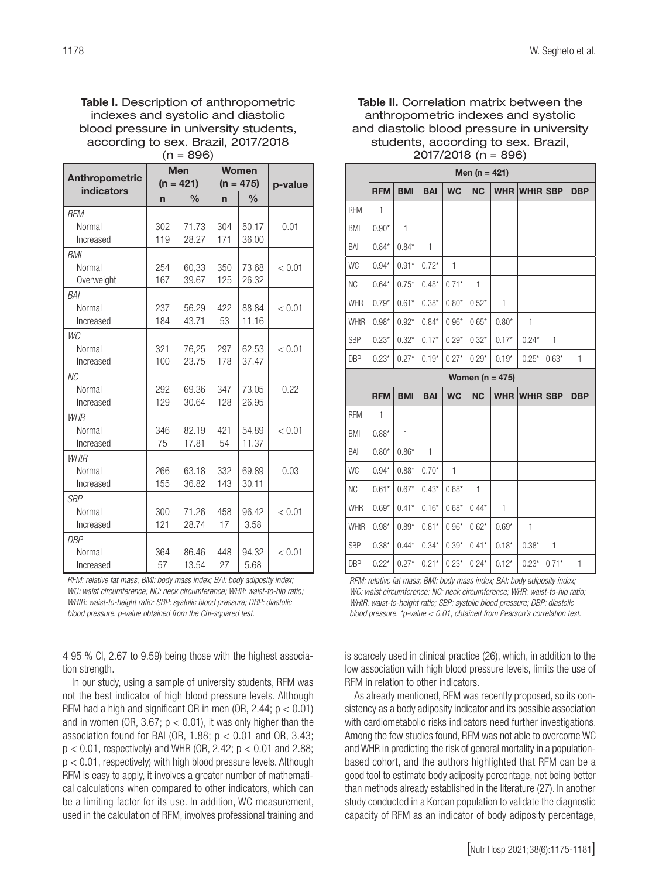**Table I.** Description of anthropometric indexes and systolic and diastolic blood pressure in university students, according to sex. Brazil, 2017/2018 (n = 896)

| Anthropometric indicators | Men (n = 421) | | Women (n = 475) | | p-value |
|---|---|---|---|---|---|
| | n | % | n | % | |
| *RFM* | | | | | |
| Normal | 302 | 71.73 | 304 | 50.17 | 0.01 |
| Increased | 119 | 28.27 | 171 | 36.00 | |
| *BMI* | | | | | |
| Normal | 254 | 60,33 | 350 | 73.68 | < 0.01 |
| Overweight | 167 | 39.67 | 125 | 26.32 | |
| *BAI* | | | | | |
| Normal | 237 | 56.29 | 422 | 88.84 | < 0.01 |
| Increased | 184 | 43.71 | 53 | 11.16 | |
| *WC* | | | | | |
| Normal | 321 | 76,25 | 297 | 62.53 | < 0.01 |
| Increased | 100 | 23.75 | 178 | 37.47 | |
| *NC* | | | | | |
| Normal | 292 | 69.36 | 347 | 73.05 | 0.22 |
| Increased | 129 | 30.64 | 128 | 26.95 | |
| *WHR* | | | | | |
| Normal | 346 | 82.19 | 421 | 54.89 | < 0.01 |
| Increased | 75 | 17.81 | 54 | 11.37 | |
| *WHtR* | | | | | |
| Normal | 266 | 63.18 | 332 | 69.89 | 0.03 |
| Increased | 155 | 36.82 | 143 | 30.11 | |
| *SBP* | | | | | |
| Normal | 300 | 71.26 | 458 | 96.42 | < 0.01 |
| Increased | 121 | 28.74 | 17 | 3.58 | |
| *DBP* | | | | | |
| Normal | 364 | 86.46 | 448 | 94.32 | < 0.01 |
| Increased | 57 | 13.54 | 27 | 5.68 | |

*RFM: relative fat mass; BMI: body mass index; BAI: body adiposity index; WC: waist circumference; NC: neck circumference; WHR: waist-to-hip ratio; WHtR: waist-to-height ratio; SBP: systolic blood pressure; DBP: diastolic blood pressure. p-value obtained from the Chi-squared test.*

**Table II.** Correlation matrix between the anthropometric indexes and systolic and diastolic blood pressure in university students, according to sex. Brazil, 2017/2018 (n = 896)

| | Men (n = 421) | | | | | | | | |
|---|---|---|---|---|---|---|---|---|---|
| | RFM | BMI | BAI | WC | NC | WHR | WHtR | SBP | DBP |
| RFM | 1 | | | | | | | | |
| BMI | 0.90* | 1 | | | | | | | |
| BAI | 0.84* | 0.84* | 1 | | | | | | |
| WC | 0.94* | 0.91* | 0.72* | 1 | | | | | |
| NC | 0.64* | 0.75* | 0.48* | 0.71* | 1 | | | | |
| WHR | 0.79* | 0.61* | 0.38* | 0.80* | 0.52* | 1 | | | |
| WHtR | 0.98* | 0.92* | 0.84* | 0.96* | 0.65* | 0.80* | 1 | | |
| SBP | 0.23* | 0.32* | 0.17* | 0.29* | 0.32* | 0.17* | 0.24* | 1 | |
| DBP | 0.23* | 0.27* | 0.19* | 0.27* | 0.29* | 0.19* | 0.25* | 0.63* | 1 |
| | **Women (n = 475)** | | | | | | | | |
| | RFM | BMI | BAI | WC | NC | WHR | WHtR | SBP | DBP |
| RFM | 1 | | | | | | | | |
| BMI | 0.88* | 1 | | | | | | | |
| BAI | 0.80* | 0.86* | 1 | | | | | | |
| WC | 0.94* | 0.88* | 0.70* | 1 | | | | | |
| NC | 0.61* | 0.67* | 0.43* | 0.68* | 1 | | | | |
| WHR | 0.69* | 0.41* | 0.16* | 0.68* | 0.44* | 1 | | | |
| WHtR | 0.98* | 0.89* | 0.81* | 0.96* | 0.62* | 0.69* | 1 | | |
| SBP | 0.38* | 0.44* | 0.34* | 0.39* | 0.41* | 0.18* | 0.38* | 1 | |
| DBP | 0.22* | 0.27* | 0.21* | 0.23* | 0.24* | 0.12* | 0.23* | 0.71* | 1 |

*RFM: relative fat mass; BMI: body mass index; BAI: body adiposity index; WC: waist circumference; NC: neck circumference; WHR: waist-to-hip ratio; WHtR: waist-to-height ratio; SBP: systolic blood pressure; DBP: diastolic blood pressure. *p-value < 0.01, obtained from Pearson's correlation test.*

4 95 % CI, 2.67 to 9.59) being those with the highest association strength.

In our study, using a sample of university students, RFM was not the best indicator of high blood pressure levels. Although RFM had a high and significant OR in men (OR, 2.44; $p < 0.01$) and in women (OR, 3.67; $p < 0.01$), it was only higher than the association found for BAI (OR, 1.88; $p < 0.01$ and OR, 3.43; $p < 0.01$, respectively) and WHR (OR, 2.42; $p < 0.01$ and 2.88; $p < 0.01$, respectively) with high blood pressure levels. Although RFM is easy to apply, it involves a greater number of mathematical calculations when compared to other indicators, which can be a limiting factor for its use. In addition, WC measurement, used in the calculation of RFM, involves professional training and is scarcely used in clinical practice (26), which, in addition to the low association with high blood pressure levels, limits the use of RFM in relation to other indicators.

As already mentioned, RFM was recently proposed, so its consistency as a body adiposity indicator and its possible association with cardiometabolic risks indicators need further investigations. Among the few studies found, RFM was not able to overcome WC and WHR in predicting the risk of general mortality in a population-based cohort, and the authors highlighted that RFM can be a good tool to estimate body adiposity percentage, not being better than methods already established in the literature (27). In another study conducted in a Korean population to validate the diagnostic capacity of RFM as an indicator of body adiposity percentage,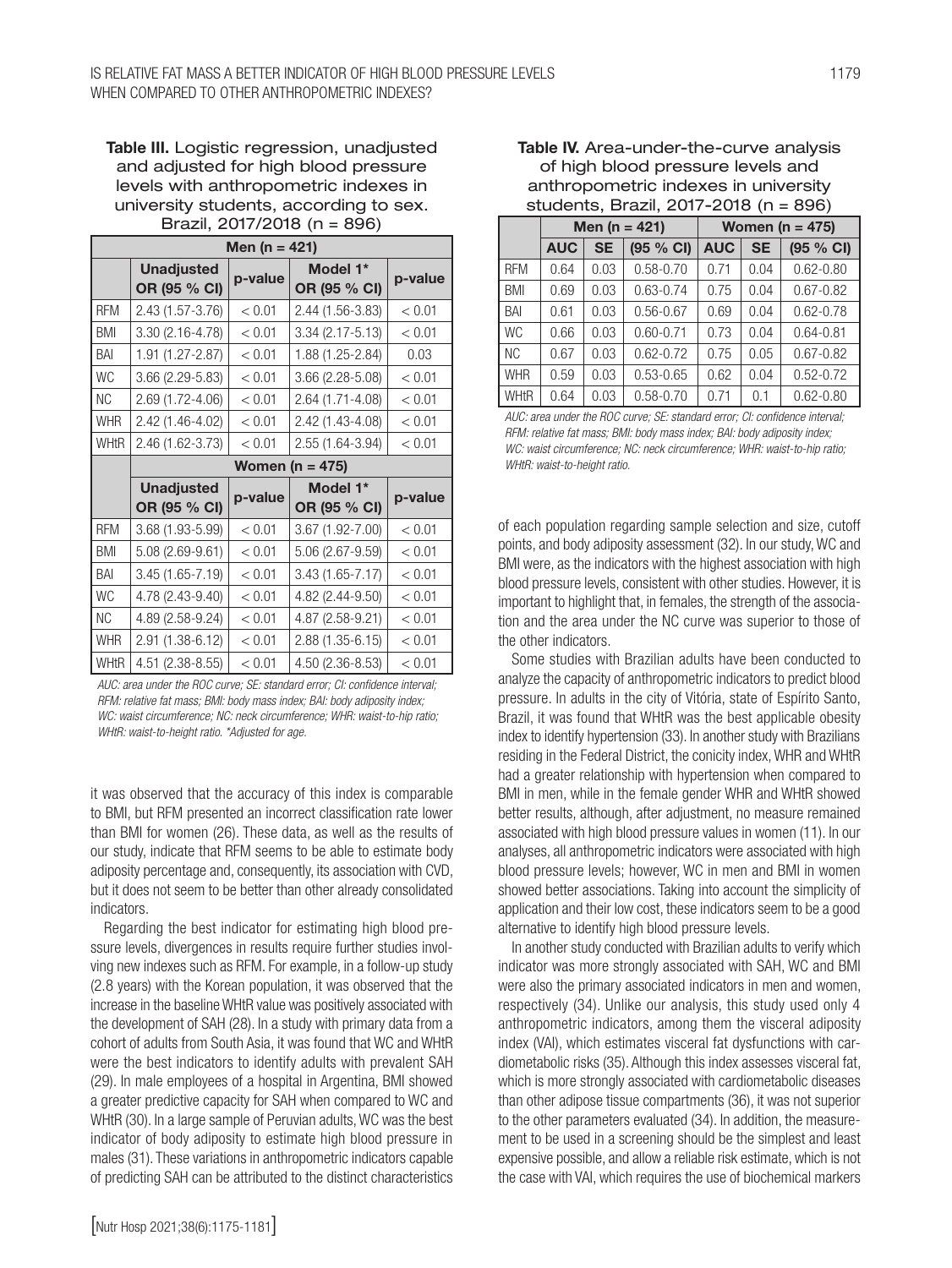**Table III.** Logistic regression, unadjusted and adjusted for high blood pressure levels with anthropometric indexes in university students, according to sex. Brazil, 2017/2018 (n = 896)

| | Men (n = 421) | | | |
|---|---|---|---|---|
| | Unadjusted OR (95 % CI) | p-value | Model 1* OR (95 % CI) | p-value |
| RFM | 2.43 (1.57-3.76) | < 0.01 | 2.44 (1.56-3.83) | < 0.01 |
| BMI | 3.30 (2.16-4.78) | < 0.01 | 3.34 (2.17-5.13) | < 0.01 |
| BAI | 1.91 (1.27-2.87) | < 0.01 | 1.88 (1.25-2.84) | 0.03 |
| WC | 3.66 (2.29-5.83) | < 0.01 | 3.66 (2.28-5.08) | < 0.01 |
| NC | 2.69 (1.72-4.06) | < 0.01 | 2.64 (1.71-4.08) | < 0.01 |
| WHR | 2.42 (1.46-4.02) | < 0.01 | 2.42 (1.43-4.08) | < 0.01 |
| WHtR | 2.46 (1.62-3.73) | < 0.01 | 2.55 (1.64-3.94) | < 0.01 |
| | **Women (n = 475)** | | | |
| | **Unadjusted OR (95 % CI)** | **p-value** | **Model 1* OR (95 % CI)** | **p-value** |
| RFM | 3.68 (1.93-5.99) | < 0.01 | 3.67 (1.92-7.00) | < 0.01 |
| BMI | 5.08 (2.69-9.61) | < 0.01 | 5.06 (2.67-9.59) | < 0.01 |
| BAI | 3.45 (1.65-7.19) | < 0.01 | 3.43 (1.65-7.17) | < 0.01 |
| WC | 4.78 (2.43-9.40) | < 0.01 | 4.82 (2.44-9.50) | < 0.01 |
| NC | 4.89 (2.58-9.24) | < 0.01 | 4.87 (2.58-9.21) | < 0.01 |
| WHR | 2.91 (1.38-6.12) | < 0.01 | 2.88 (1.35-6.15) | < 0.01 |
| WHtR | 4.51 (2.38-8.55) | < 0.01 | 4.50 (2.36-8.53) | < 0.01 |

*AUC: area under the ROC curve; SE: standard error; CI: confidence interval; RFM: relative fat mass; BMI: body mass index; BAI: body adiposity index; WC: waist circumference; NC: neck circumference; WHR: waist-to-hip ratio; WHtR: waist-to-height ratio. *Adjusted for age.*

**Table IV.** Area-under-the-curve analysis of high blood pressure levels and anthropometric indexes in university students, Brazil, 2017-2018 (n = 896)

| | Men (n = 421) | | | Women (n = 475) | | |
|---|---|---|---|---|---|---|
| | AUC | SE | (95 % CI) | AUC | SE | (95 % CI) |
| RFM | 0.64 | 0.03 | 0.58-0.70 | 0.71 | 0.04 | 0.62-0.80 |
| BMI | 0.69 | 0.03 | 0.63-0.74 | 0.75 | 0.04 | 0.67-0.82 |
| BAI | 0.61 | 0.03 | 0.56-0.67 | 0.69 | 0.04 | 0.62-0.78 |
| WC | 0.66 | 0.03 | 0.60-0.71 | 0.73 | 0.04 | 0.64-0.81 |
| NC | 0.67 | 0.03 | 0.62-0.72 | 0.75 | 0.05 | 0.67-0.82 |
| WHR | 0.59 | 0.03 | 0.53-0.65 | 0.62 | 0.04 | 0.52-0.72 |
| WHtR | 0.64 | 0.03 | 0.58-0.70 | 0.71 | 0.1 | 0.62-0.80 |

*AUC: area under the ROC curve; SE: standard error; CI: confidence interval; RFM: relative fat mass; BMI: body mass index; BAI: body adiposity index; WC: waist circumference; NC: neck circumference; WHR: waist-to-hip ratio; WHtR: waist-to-height ratio.*

it was observed that the accuracy of this index is comparable to BMI, but RFM presented an incorrect classification rate lower than BMI for women (26). These data, as well as the results of our study, indicate that RFM seems to be able to estimate body adiposity percentage and, consequently, its association with CVD, but it does not seem to be better than other already consolidated indicators.

Regarding the best indicator for estimating high blood pressure levels, divergences in results require further studies involving new indexes such as RFM. For example, in a follow-up study (2.8 years) with the Korean population, it was observed that the increase in the baseline WHtR value was positively associated with the development of SAH (28). In a study with primary data from a cohort of adults from South Asia, it was found that WC and WHtR were the best indicators to identify adults with prevalent SAH (29). In male employees of a hospital in Argentina, BMI showed a greater predictive capacity for SAH when compared to WC and WHtR (30). In a large sample of Peruvian adults, WC was the best indicator of body adiposity to estimate high blood pressure in males (31). These variations in anthropometric indicators capable of predicting SAH can be attributed to the distinct characteristics of each population regarding sample selection and size, cutoff points, and body adiposity assessment (32). In our study, WC and BMI were, as the indicators with the highest association with high blood pressure levels, consistent with other studies. However, it is important to highlight that, in females, the strength of the association and the area under the NC curve was superior to those of the other indicators.

Some studies with Brazilian adults have been conducted to analyze the capacity of anthropometric indicators to predict blood pressure. In adults in the city of Vitória, state of Espírito Santo, Brazil, it was found that WHtR was the best applicable obesity index to identify hypertension (33). In another study with Brazilians residing in the Federal District, the conicity index, WHR and WHtR had a greater relationship with hypertension when compared to BMI in men, while in the female gender WHR and WHtR showed better results, although, after adjustment, no measure remained associated with high blood pressure values in women (11). In our analyses, all anthropometric indicators were associated with high blood pressure levels; however, WC in men and BMI in women showed better associations. Taking into account the simplicity of application and their low cost, these indicators seem to be a good alternative to identify high blood pressure levels.

In another study conducted with Brazilian adults to verify which indicator was more strongly associated with SAH, WC and BMI were also the primary associated indicators in men and women, respectively (34). Unlike our analysis, this study used only 4 anthropometric indicators, among them the visceral adiposity index (VAI), which estimates visceral fat dysfunctions with cardiometabolic risks (35). Although this index assesses visceral fat, which is more strongly associated with cardiometabolic diseases than other adipose tissue compartments (36), it was not superior to the other parameters evaluated (34). In addition, the measurement to be used in a screening should be the simplest and least expensive possible, and allow a reliable risk estimate, which is not the case with VAI, which requires the use of biochemical markers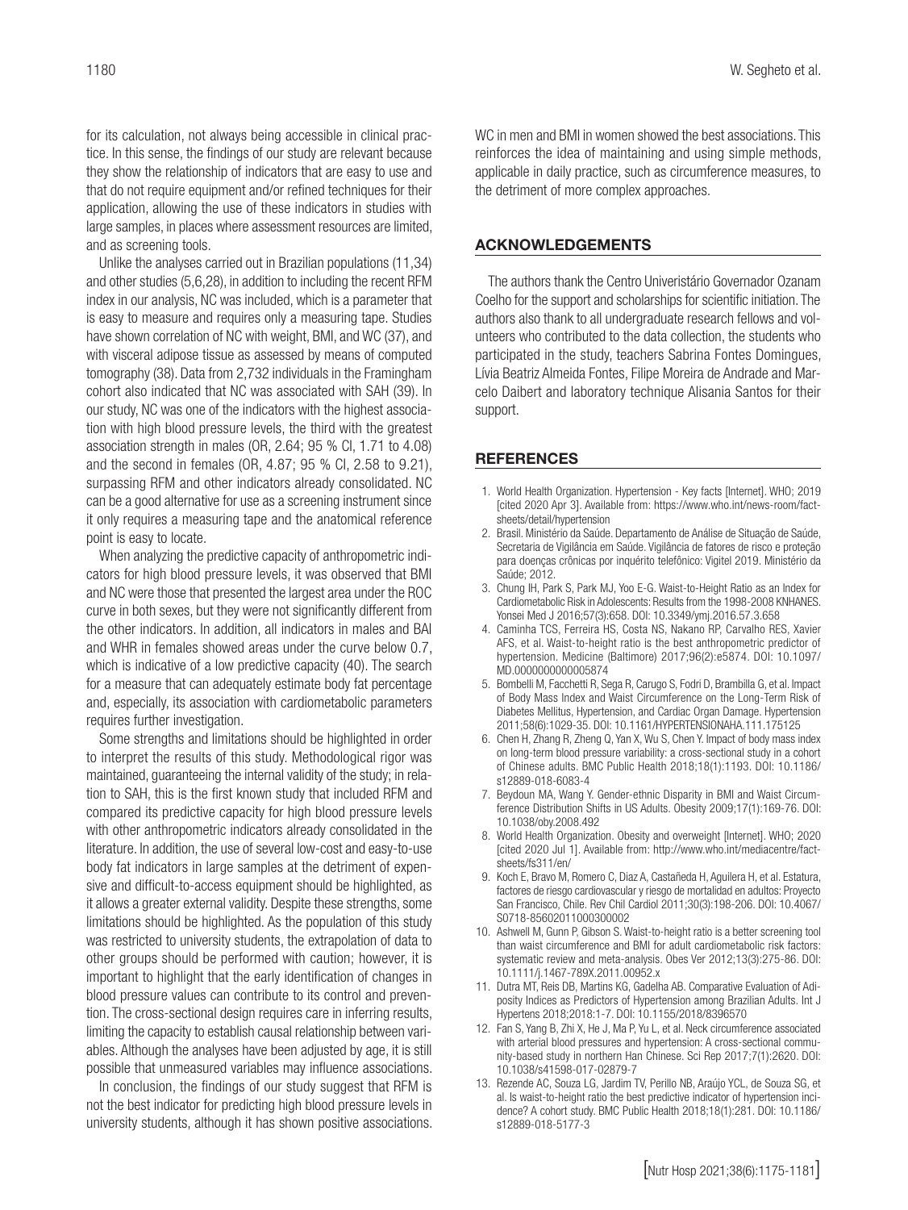for its calculation, not always being accessible in clinical practice. In this sense, the findings of our study are relevant because they show the relationship of indicators that are easy to use and that do not require equipment and/or refined techniques for their application, allowing the use of these indicators in studies with large samples, in places where assessment resources are limited, and as screening tools.

Unlike the analyses carried out in Brazilian populations (11,34) and other studies (5,6,28), in addition to including the recent RFM index in our analysis, NC was included, which is a parameter that is easy to measure and requires only a measuring tape. Studies have shown correlation of NC with weight, BMI, and WC (37), and with visceral adipose tissue as assessed by means of computed tomography (38). Data from 2,732 individuals in the Framingham cohort also indicated that NC was associated with SAH (39). In our study, NC was one of the indicators with the highest association with high blood pressure levels, the third with the greatest association strength in males (OR, 2.64; 95 % CI, 1.71 to 4.08) and the second in females (OR, 4.87; 95 % CI, 2.58 to 9.21), surpassing RFM and other indicators already consolidated. NC can be a good alternative for use as a screening instrument since it only requires a measuring tape and the anatomical reference point is easy to locate.

When analyzing the predictive capacity of anthropometric indicators for high blood pressure levels, it was observed that BMI and NC were those that presented the largest area under the ROC curve in both sexes, but they were not significantly different from the other indicators. In addition, all indicators in males and BAI and WHR in females showed areas under the curve below 0.7, which is indicative of a low predictive capacity (40). The search for a measure that can adequately estimate body fat percentage and, especially, its association with cardiometabolic parameters requires further investigation.

Some strengths and limitations should be highlighted in order to interpret the results of this study. Methodological rigor was maintained, guaranteeing the internal validity of the study; in relation to SAH, this is the first known study that included RFM and compared its predictive capacity for high blood pressure levels with other anthropometric indicators already consolidated in the literature. In addition, the use of several low-cost and easy-to-use body fat indicators in large samples at the detriment of expensive and difficult-to-access equipment should be highlighted, as it allows a greater external validity. Despite these strengths, some limitations should be highlighted. As the population of this study was restricted to university students, the extrapolation of data to other groups should be performed with caution; however, it is important to highlight that the early identification of changes in blood pressure values can contribute to its control and prevention. The cross-sectional design requires care in inferring results, limiting the capacity to establish causal relationship between variables. Although the analyses have been adjusted by age, it is still possible that unmeasured variables may influence associations.

In conclusion, the findings of our study suggest that RFM is not the best indicator for predicting high blood pressure levels in university students, although it has shown positive associations. WC in men and BMI in women showed the best associations. This reinforces the idea of maintaining and using simple methods, applicable in daily practice, such as circumference measures, to the detriment of more complex approaches.

## ACKNOWLEDGEMENTS

The authors thank the Centro Univeristário Governador Ozanam Coelho for the support and scholarships for scientific initiation. The authors also thank to all undergraduate research fellows and volunteers who contributed to the data collection, the students who participated in the study, teachers Sabrina Fontes Domingues, Lívia Beatriz Almeida Fontes, Filipe Moreira de Andrade and Marcelo Daibert and laboratory technique Alisania Santos for their support.

## REFERENCES

1. World Health Organization. Hypertension - Key facts [Internet]. WHO; 2019 [cited 2020 Apr 3]. Available from: https://www.who.int/news-room/fact-sheets/detail/hypertension
2. Brasil. Ministério da Saúde. Departamento de Análise de Situação de Saúde, Secretaria de Vigilância em Saúde. Vigilância de fatores de risco e proteção para doenças crônicas por inquérito telefônico: Vigitel 2019. Ministério da Saúde; 2012.
3. Chung IH, Park S, Park MJ, Yoo E-G. Waist-to-Height Ratio as an Index for Cardiometabolic Risk in Adolescents: Results from the 1998-2008 KNHANES. Yonsei Med J 2016;57(3):658. DOI: 10.3349/ymj.2016.57.3.658
4. Caminha TCS, Ferreira HS, Costa NS, Nakano RP, Carvalho RES, Xavier AFS, et al. Waist-to-height ratio is the best anthropometric predictor of hypertension. Medicine (Baltimore) 2017;96(2):e5874. DOI: 10.1097/MD.0000000000005874
5. Bombelli M, Facchetti R, Sega R, Carugo S, Fodri D, Brambilla G, et al. Impact of Body Mass Index and Waist Circumference on the Long-Term Risk of Diabetes Mellitus, Hypertension, and Cardiac Organ Damage. Hypertension 2011;58(6):1029-35. DOI: 10.1161/HYPERTENSIONAHA.111.175125
6. Chen H, Zhang R, Zheng Q, Yan X, Wu S, Chen Y. Impact of body mass index on long-term blood pressure variability: a cross-sectional study in a cohort of Chinese adults. BMC Public Health 2018;18(1):1193. DOI: 10.1186/s12889-018-6083-4
7. Beydoun MA, Wang Y. Gender-ethnic Disparity in BMI and Waist Circumference Distribution Shifts in US Adults. Obesity 2009;17(1):169-76. DOI: 10.1038/oby.2008.492
8. World Health Organization. Obesity and overweight [Internet]. WHO; 2020 [cited 2020 Jul 1]. Available from: http://www.who.int/mediacentre/factsheets/fs311/en/
9. Koch E, Bravo M, Romero C, Diaz A, Castañeda H, Aguilera H, et al. Estatura, factores de riesgo cardiovascular y riesgo de mortalidad en adultos: Proyecto San Francisco, Chile. Rev Chil Cardiol 2011;30(3):198-206. DOI: 10.4067/S0718-85602011000300002
10. Ashwell M, Gunn P, Gibson S. Waist-to-height ratio is a better screening tool than waist circumference and BMI for adult cardiometabolic risk factors: systematic review and meta-analysis. Obes Ver 2012;13(3):275-86. DOI: 10.1111/j.1467-789X.2011.00952.x
11. Dutra MT, Reis DB, Martins KG, Gadelha AB. Comparative Evaluation of Adiposity Indices as Predictors of Hypertension among Brazilian Adults. Int J Hypertens 2018;2018:1-7. DOI: 10.1155/2018/8396570
12. Fan S, Yang B, Zhi X, He J, Ma P, Yu L, et al. Neck circumference associated with arterial blood pressures and hypertension: A cross-sectional community-based study in northern Han Chinese. Sci Rep 2017;7(1):2620. DOI: 10.1038/s41598-017-02879-7
13. Rezende AC, Souza LG, Jardim TV, Perillo NB, Araújo YCL, de Souza SG, et al. Is waist-to-height ratio the best predictive indicator of hypertension incidence? A cohort study. BMC Public Health 2018;18(1):281. DOI: 10.1186/s12889-018-5177-3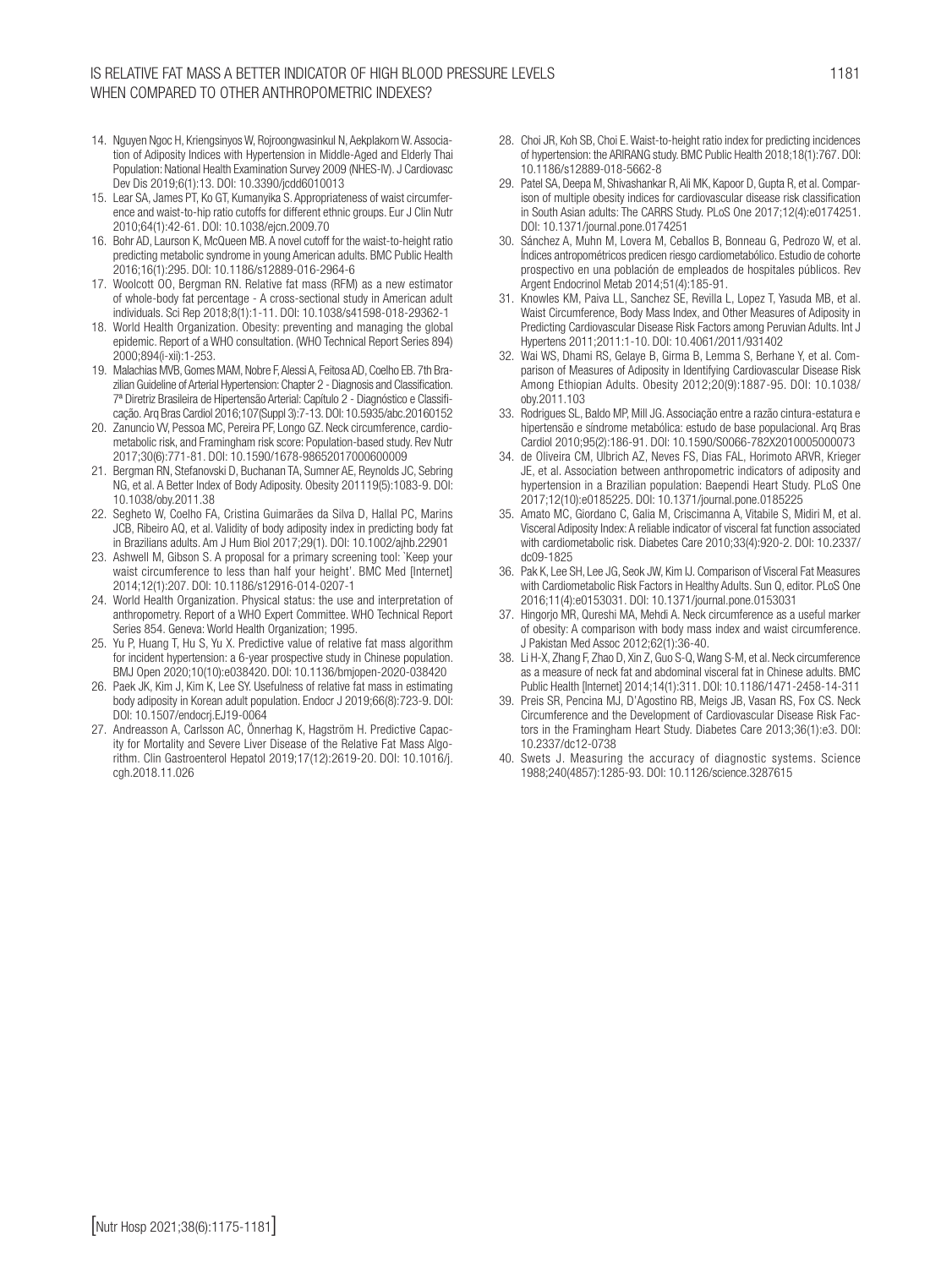14. Nguyen Ngoc H, Kriengsinyos W, Rojroongwasinkul N, Aekplakorn W. Association of Adiposity Indices with Hypertension in Middle-Aged and Elderly Thai Population: National Health Examination Survey 2009 (NHES-IV). J Cardiovasc Dev Dis 2019;6(1):13. DOI: 10.3390/jcdd6010013
15. Lear SA, James PT, Ko GT, Kumanyika S. Appropriateness of waist circumference and waist-to-hip ratio cutoffs for different ethnic groups. Eur J Clin Nutr 2010;64(1):42-61. DOI: 10.1038/ejcn.2009.70
16. Bohr AD, Laurson K, McQueen MB. A novel cutoff for the waist-to-height ratio predicting metabolic syndrome in young American adults. BMC Public Health 2016;16(1):295. DOI: 10.1186/s12889-016-2964-6
17. Woolcott OO, Bergman RN. Relative fat mass (RFM) as a new estimator of whole-body fat percentage - A cross-sectional study in American adult individuals. Sci Rep 2018;8(1):1-11. DOI: 10.1038/s41598-018-29362-1
18. World Health Organization. Obesity: preventing and managing the global epidemic. Report of a WHO consultation. (WHO Technical Report Series 894) 2000;894(i-xii):1-253.
19. Malachias MVB, Gomes MAM, Nobre F, Alessi A, Feitosa AD, Coelho EB. 7th Brazilian Guideline of Arterial Hypertension: Chapter 2 - Diagnosis and Classification. 7ª Diretriz Brasileira de Hipertensão Arterial: Capítulo 2 - Diagnóstico e Classificação. Arq Bras Cardiol 2016;107(Suppl 3):7-13. DOI: 10.5935/abc.20160152
20. Zanuncio VV, Pessoa MC, Pereira PF, Longo GZ. Neck circumference, cardiometabolic risk, and Framingham risk score: Population-based study. Rev Nutr 2017;30(6):771-81. DOI: 10.1590/1678-98652017000600009
21. Bergman RN, Stefanovski D, Buchanan TA, Sumner AE, Reynolds JC, Sebring NG, et al. A Better Index of Body Adiposity. Obesity 201119(5):1083-9. DOI: 10.1038/oby.2011.38
22. Segheto W, Coelho FA, Cristina Guimarães da Silva D, Hallal PC, Marins JCB, Ribeiro AQ, et al. Validity of body adiposity index in predicting body fat in Brazilians adults. Am J Hum Biol 2017;29(1). DOI: 10.1002/ajhb.22901
23. Ashwell M, Gibson S. A proposal for a primary screening tool: `Keep your waist circumference to less than half your height'. BMC Med [Internet] 2014;12(1):207. DOI: 10.1186/s12916-014-0207-1
24. World Health Organization. Physical status: the use and interpretation of anthropometry. Report of a WHO Expert Committee. WHO Technical Report Series 854. Geneva: World Health Organization; 1995.
25. Yu P, Huang T, Hu S, Yu X. Predictive value of relative fat mass algorithm for incident hypertension: a 6-year prospective study in Chinese population. BMJ Open 2020;10(10):e038420. DOI: 10.1136/bmjopen-2020-038420
26. Paek JK, Kim J, Kim K, Lee SY. Usefulness of relative fat mass in estimating body adiposity in Korean adult population. Endocr J 2019;66(8):723-9. DOI: DOI: 10.1507/endocrj.EJ19-0064
27. Andreasson A, Carlsson AC, Önnerhag K, Hagström H. Predictive Capacity for Mortality and Severe Liver Disease of the Relative Fat Mass Algorithm. Clin Gastroenterol Hepatol 2019;17(12):2619-20. DOI: 10.1016/j.cgh.2018.11.026
28. Choi JR, Koh SB, Choi E. Waist-to-height ratio index for predicting incidences of hypertension: the ARIRANG study. BMC Public Health 2018;18(1):767. DOI: 10.1186/s12889-018-5662-8
29. Patel SA, Deepa M, Shivashankar R, Ali MK, Kapoor D, Gupta R, et al. Comparison of multiple obesity indices for cardiovascular disease risk classification in South Asian adults: The CARRS Study. PLoS One 2017;12(4):e0174251. DOI: 10.1371/journal.pone.0174251
30. Sánchez A, Muhn M, Lovera M, Ceballos B, Bonneau G, Pedrozo W, et al. Índices antropométricos predicen riesgo cardiometabólico. Estudio de cohorte prospectivo en una población de empleados de hospitales públicos. Rev Argent Endocrinol Metab 2014;51(4):185-91.
31. Knowles KM, Paiva LL, Sanchez SE, Revilla L, Lopez T, Yasuda MB, et al. Waist Circumference, Body Mass Index, and Other Measures of Adiposity in Predicting Cardiovascular Disease Risk Factors among Peruvian Adults. Int J Hypertens 2011;2011:1-10. DOI: 10.4061/2011/931402
32. Wai WS, Dhami RS, Gelaye B, Girma B, Lemma S, Berhane Y, et al. Comparison of Measures of Adiposity in Identifying Cardiovascular Disease Risk Among Ethiopian Adults. Obesity 2012;20(9):1887-95. DOI: 10.1038/oby.2011.103
33. Rodrigues SL, Baldo MP, Mill JG. Associação entre a razão cintura-estatura e hipertensão e síndrome metabólica: estudo de base populacional. Arq Bras Cardiol 2010;95(2):186-91. DOI: 10.1590/S0066-782X2010005000073
34. de Oliveira CM, Ulbrich AZ, Neves FS, Dias FAL, Horimoto ARVR, Krieger JE, et al. Association between anthropometric indicators of adiposity and hypertension in a Brazilian population: Baependi Heart Study. PLoS One 2017;12(10):e0185225. DOI: 10.1371/journal.pone.0185225
35. Amato MC, Giordano C, Galia M, Criscimanna A, Vitabile S, Midiri M, et al. Visceral Adiposity Index: A reliable indicator of visceral fat function associated with cardiometabolic risk. Diabetes Care 2010;33(4):920-2. DOI: 10.2337/dc09-1825
36. Pak K, Lee SH, Lee JG, Seok JW, Kim IJ. Comparison of Visceral Fat Measures with Cardiometabolic Risk Factors in Healthy Adults. Sun Q, editor. PLoS One 2016;11(4):e0153031. DOI: 10.1371/journal.pone.0153031
37. Hingorjo MR, Qureshi MA, Mehdi A. Neck circumference as a useful marker of obesity: A comparison with body mass index and waist circumference. J Pakistan Med Assoc 2012;62(1):36-40.
38. Li H-X, Zhang F, Zhao D, Xin Z, Guo S-Q, Wang S-M, et al. Neck circumference as a measure of neck fat and abdominal visceral fat in Chinese adults. BMC Public Health [Internet] 2014;14(1):311. DOI: 10.1186/1471-2458-14-311
39. Preis SR, Pencina MJ, D'Agostino RB, Meigs JB, Vasan RS, Fox CS. Neck Circumference and the Development of Cardiovascular Disease Risk Factors in the Framingham Heart Study. Diabetes Care 2013;36(1):e3. DOI: 10.2337/dc12-0738
40. Swets J. Measuring the accuracy of diagnostic systems. Science 1988;240(4857):1285-93. DOI: 10.1126/science.3287615